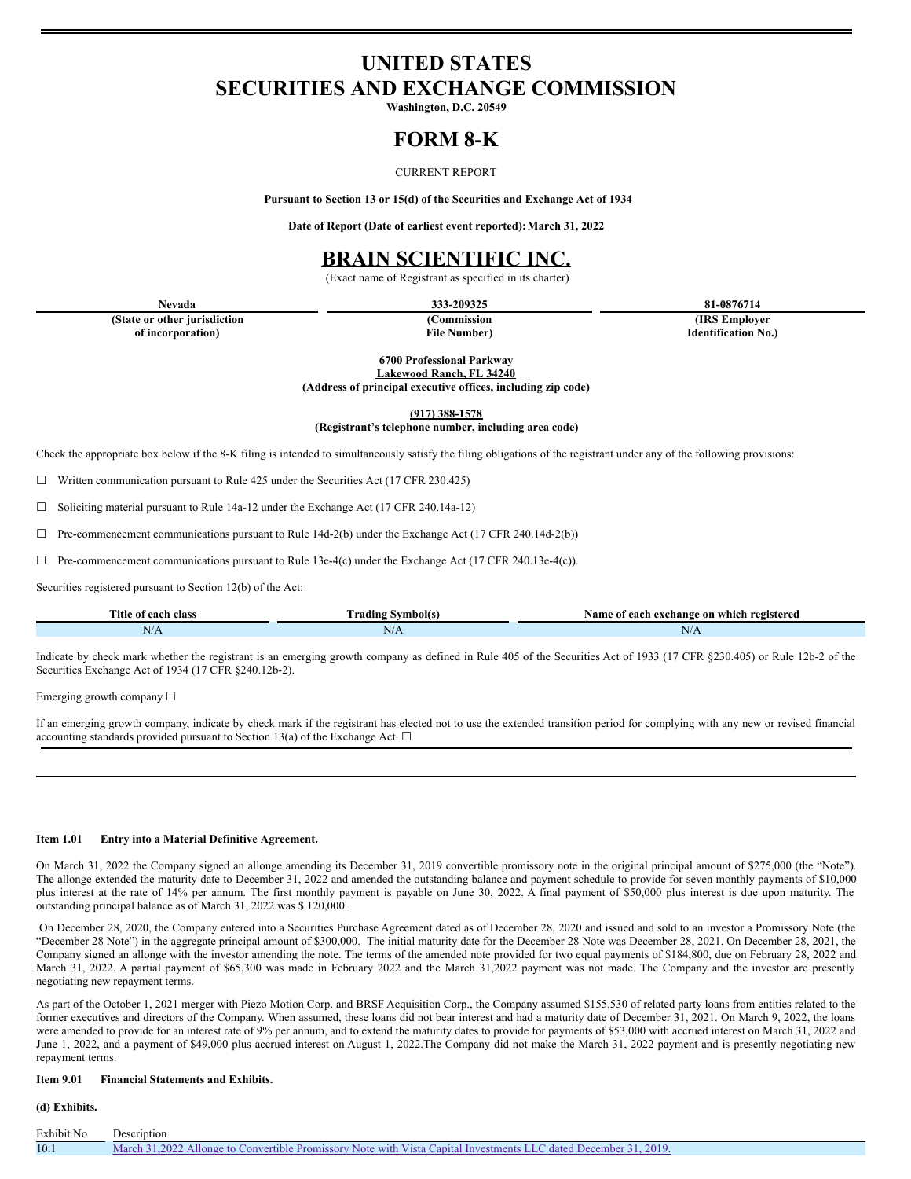# UNITED STATES
# SECURITIES AND EXCHANGE COMMISSION

**Washington, D.C. 20549**

# FORM 8-K

CURRENT REPORT

**Pursuant to Section 13 or 15(d) of the Securities and Exchange Act of 1934**

**Date of Report (Date of earliest event reported): March 31, 2022**

# BRAIN SCIENTIFIC INC.

(Exact name of Registrant as specified in its charter)

| Nevada | 333-209325 | 81-0876714 |
|---|---|---|
| **(State or other jurisdiction of incorporation)** | **(Commission File Number)** | **(IRS Employer Identification No.)** |

**6700 Professional Parkway**
**Lakewood Ranch, FL 34240**
**(Address of principal executive offices, including zip code)**

**(917) 388-1578**
**(Registrant's telephone number, including area code)**

Check the appropriate box below if the 8-K filing is intended to simultaneously satisfy the filing obligations of the registrant under any of the following provisions:

☐ Written communication pursuant to Rule 425 under the Securities Act (17 CFR 230.425)

☐ Soliciting material pursuant to Rule 14a-12 under the Exchange Act (17 CFR 240.14a-12)

☐ Pre-commencement communications pursuant to Rule 14d-2(b) under the Exchange Act (17 CFR 240.14d-2(b))

☐ Pre-commencement communications pursuant to Rule 13e-4(c) under the Exchange Act (17 CFR 240.13e-4(c)).

Securities registered pursuant to Section 12(b) of the Act:

| Title of each class | Trading Symbol(s) | Name of each exchange on which registered |
|---|---|---|
| N/A | N/A | N/A |

Indicate by check mark whether the registrant is an emerging growth company as defined in Rule 405 of the Securities Act of 1933 (17 CFR §230.405) or Rule 12b-2 of the Securities Exchange Act of 1934 (17 CFR §240.12b-2).

Emerging growth company ☐

If an emerging growth company, indicate by check mark if the registrant has elected not to use the extended transition period for complying with any new or revised financial accounting standards provided pursuant to Section 13(a) of the Exchange Act. ☐

**Item 1.01 Entry into a Material Definitive Agreement.**

On March 31, 2022 the Company signed an allonge amending its December 31, 2019 convertible promissory note in the original principal amount of $275,000 (the "Note"). The allonge extended the maturity date to December 31, 2022 and amended the outstanding balance and payment schedule to provide for seven monthly payments of $10,000 plus interest at the rate of 14% per annum. The first monthly payment is payable on June 30, 2022. A final payment of $50,000 plus interest is due upon maturity. The outstanding principal balance as of March 31, 2022 was $ 120,000.

On December 28, 2020, the Company entered into a Securities Purchase Agreement dated as of December 28, 2020 and issued and sold to an investor a Promissory Note (the "December 28 Note") in the aggregate principal amount of $300,000. The initial maturity date for the December 28 Note was December 28, 2021. On December 28, 2021, the Company signed an allonge with the investor amending the note. The terms of the amended note provided for two equal payments of $184,800, due on February 28, 2022 and March 31, 2022. A partial payment of $65,300 was made in February 2022 and the March 31,2022 payment was not made. The Company and the investor are presently negotiating new repayment terms.

As part of the October 1, 2021 merger with Piezo Motion Corp. and BRSF Acquisition Corp., the Company assumed $155,530 of related party loans from entities related to the former executives and directors of the Company. When assumed, these loans did not bear interest and had a maturity date of December 31, 2021. On March 9, 2022, the loans were amended to provide for an interest rate of 9% per annum, and to extend the maturity dates to provide for payments of $53,000 with accrued interest on March 31, 2022 and June 1, 2022, and a payment of $49,000 plus accrued interest on August 1, 2022.The Company did not make the March 31, 2022 payment and is presently negotiating new repayment terms.

**Item 9.01 Financial Statements and Exhibits.**

**(d) Exhibits.**

| Exhibit No | Description |
|---|---|
| 10.1 | March 31,2022 Allonge to Convertible Promissory Note with Vista Capital Investments LLC dated December 31, 2019. |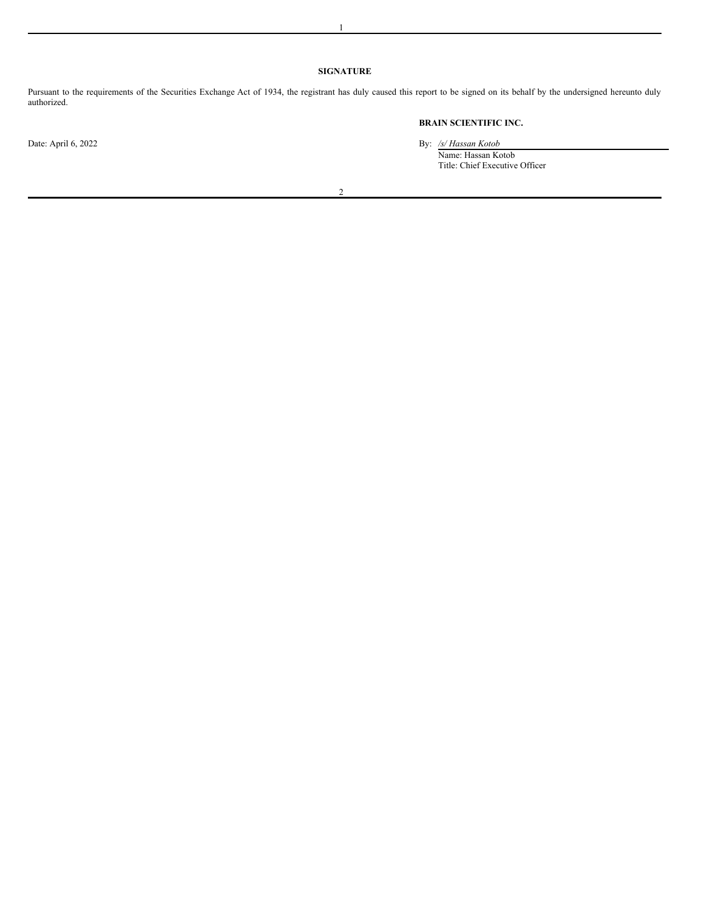**SIGNATURE**

Pursuant to the requirements of the Securities Exchange Act of 1934, the registrant has duly caused this report to be signed on its behalf by the undersigned hereunto duly authorized.

**BRAIN SCIENTIFIC INC.**

Date: April 6, 2022

By: */s/ Hassan Kotob*

Name: Hassan Kotob

Title: Chief Executive Officer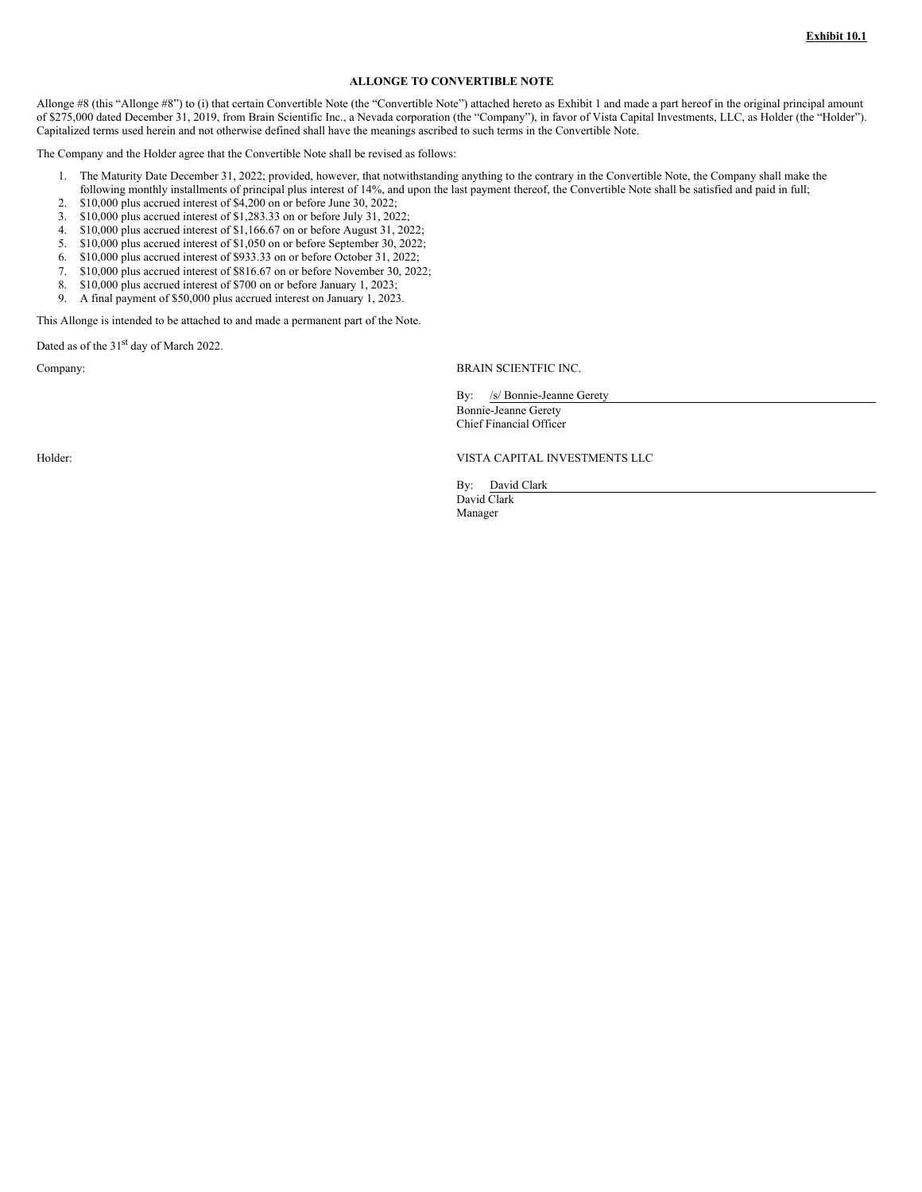**Exhibit 10.1**

**ALLONGE TO CONVERTIBLE NOTE**

Allonge #8 (this "Allonge #8") to (i) that certain Convertible Note (the "Convertible Note") attached hereto as Exhibit 1 and made a part hereof in the original principal amount of $275,000 dated December 31, 2019, from Brain Scientific Inc., a Nevada corporation (the "Company"), in favor of Vista Capital Investments, LLC, as Holder (the "Holder"). Capitalized terms used herein and not otherwise defined shall have the meanings ascribed to such terms in the Convertible Note.

The Company and the Holder agree that the Convertible Note shall be revised as follows:

1. The Maturity Date December 31, 2022; provided, however, that notwithstanding anything to the contrary in the Convertible Note, the Company shall make the following monthly installments of principal plus interest of 14%, and upon the last payment thereof, the Convertible Note shall be satisfied and paid in full;
2. $10,000 plus accrued interest of $4,200 on or before June 30, 2022;
3. $10,000 plus accrued interest of $1,283.33 on or before July 31, 2022;
4. $10,000 plus accrued interest of $1,166.67 on or before August 31, 2022;
5. $10,000 plus accrued interest of $1,050 on or before September 30, 2022;
6. $10,000 plus accrued interest of $933.33 on or before October 31, 2022;
7. $10,000 plus accrued interest of $816.67 on or before November 30, 2022;
8. $10,000 plus accrued interest of $700 on or before January 1, 2023;
9. A final payment of $50,000 plus accrued interest on January 1, 2023.

This Allonge is intended to be attached to and made a permanent part of the Note.

Dated as of the 31st day of March 2022.

Company: BRAIN SCIENTFIC INC.

By: /s/ Bonnie-Jeanne Gerety
Bonnie-Jeanne Gerety
Chief Financial Officer

Holder: VISTA CAPITAL INVESTMENTS LLC

By: David Clark
David Clark
Manager